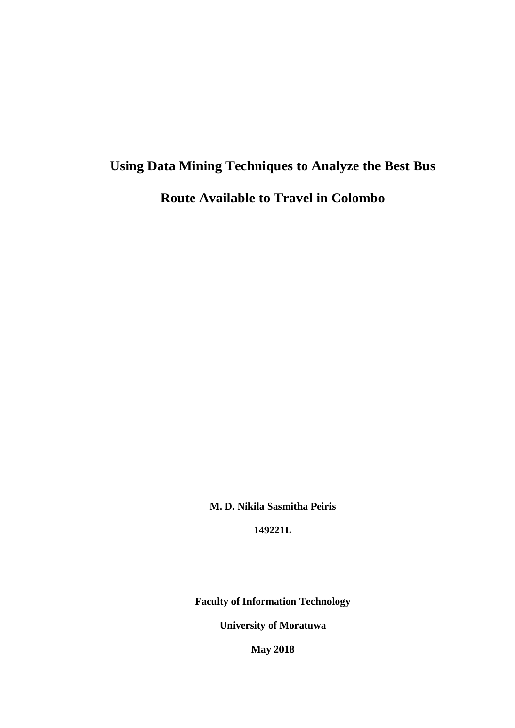# Using Data Mining Techniques to Analyze the Best Bus Route Available to Travel in Colombo

**M. D. Nikila Sasmitha Peiris**

**149221L**

**Faculty of Information Technology**

**University of Moratuwa**

**May 2018**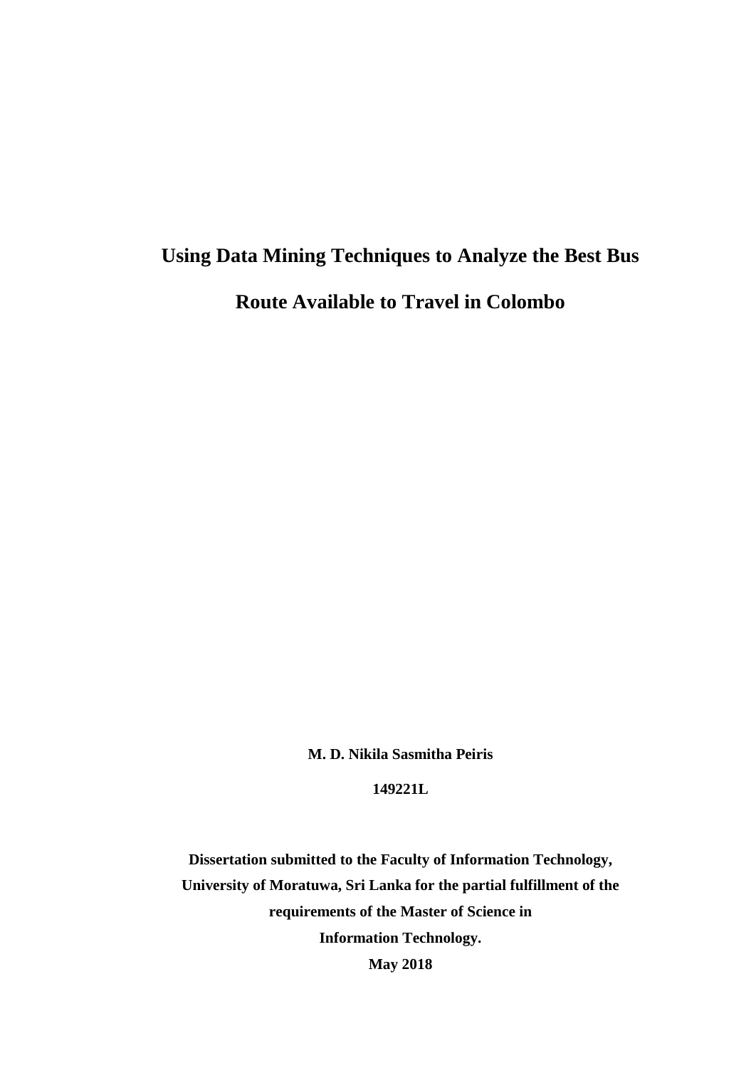# Using Data Mining Techniques to Analyze the Best Bus Route Available to Travel in Colombo

**M. D. Nikila Sasmitha Peiris**

**149221L**

**Dissertation submitted to the Faculty of Information Technology, University of Moratuwa, Sri Lanka for the partial fulfillment of the requirements of the Master of Science in Information Technology.**

**May 2018**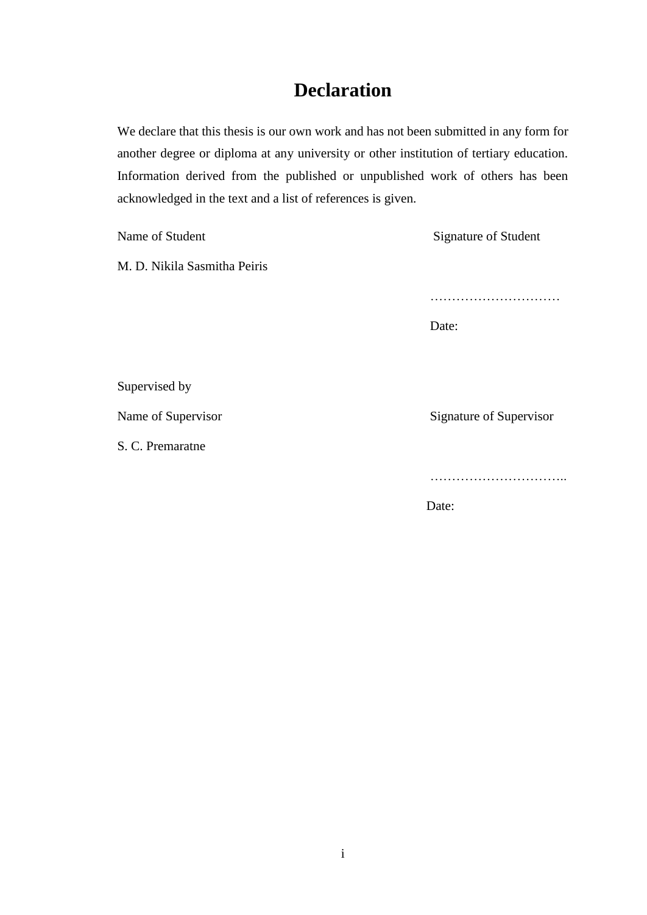# Declaration

We declare that this thesis is our own work and has not been submitted in any form for another degree or diploma at any university or other institution of tertiary education. Information derived from the published or unpublished work of others has been acknowledged in the text and a list of references is given.

| Name of Student | Signature of Student |
|---|---|
| M. D. Nikila Sasmitha Peiris | |
| | ………………………… |
| | Date: |

Supervised by

| Name of Supervisor | Signature of Supervisor |
|---|---|
| S. C. Premaratne | |
| | ………………………….. |
| | Date: |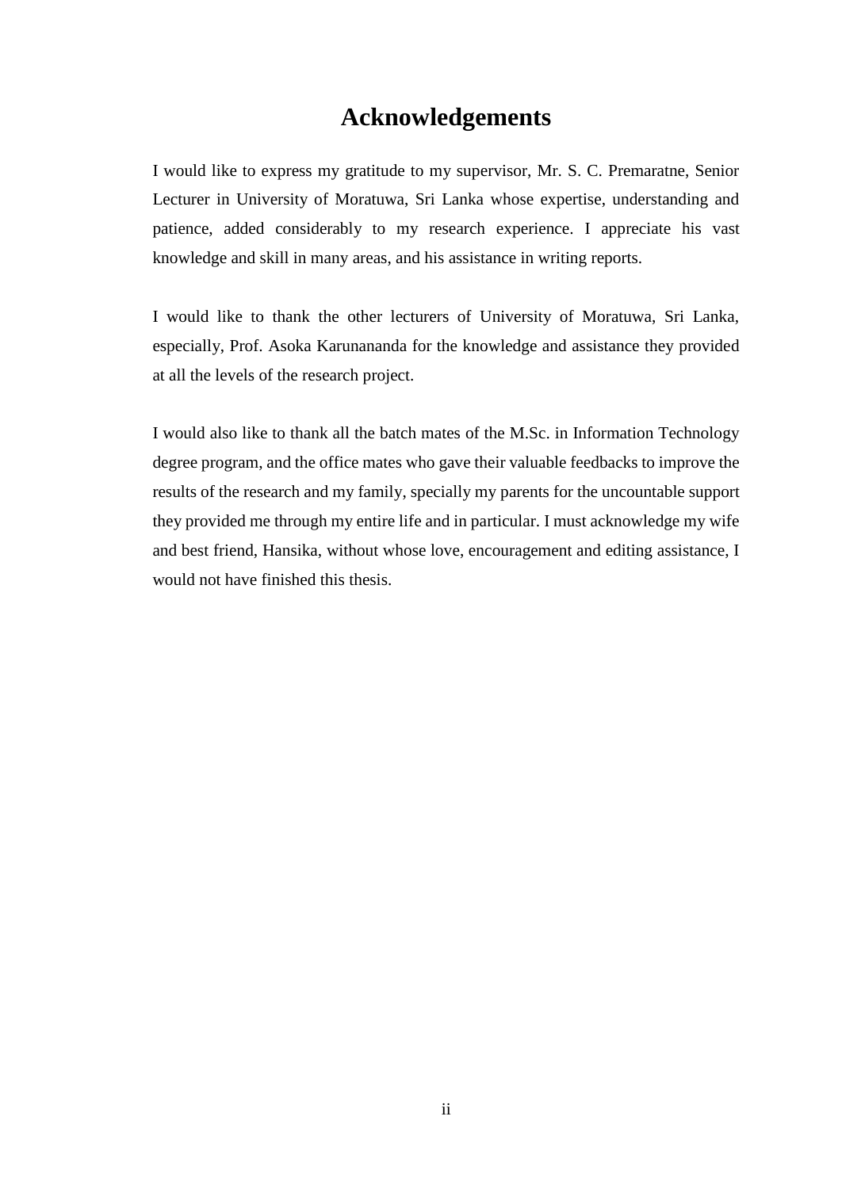# Acknowledgements

I would like to express my gratitude to my supervisor, Mr. S. C. Premaratne, Senior Lecturer in University of Moratuwa, Sri Lanka whose expertise, understanding and patience, added considerably to my research experience. I appreciate his vast knowledge and skill in many areas, and his assistance in writing reports.

I would like to thank the other lecturers of University of Moratuwa, Sri Lanka, especially, Prof. Asoka Karunananda for the knowledge and assistance they provided at all the levels of the research project.

I would also like to thank all the batch mates of the M.Sc. in Information Technology degree program, and the office mates who gave their valuable feedbacks to improve the results of the research and my family, specially my parents for the uncountable support they provided me through my entire life and in particular. I must acknowledge my wife and best friend, Hansika, without whose love, encouragement and editing assistance, I would not have finished this thesis.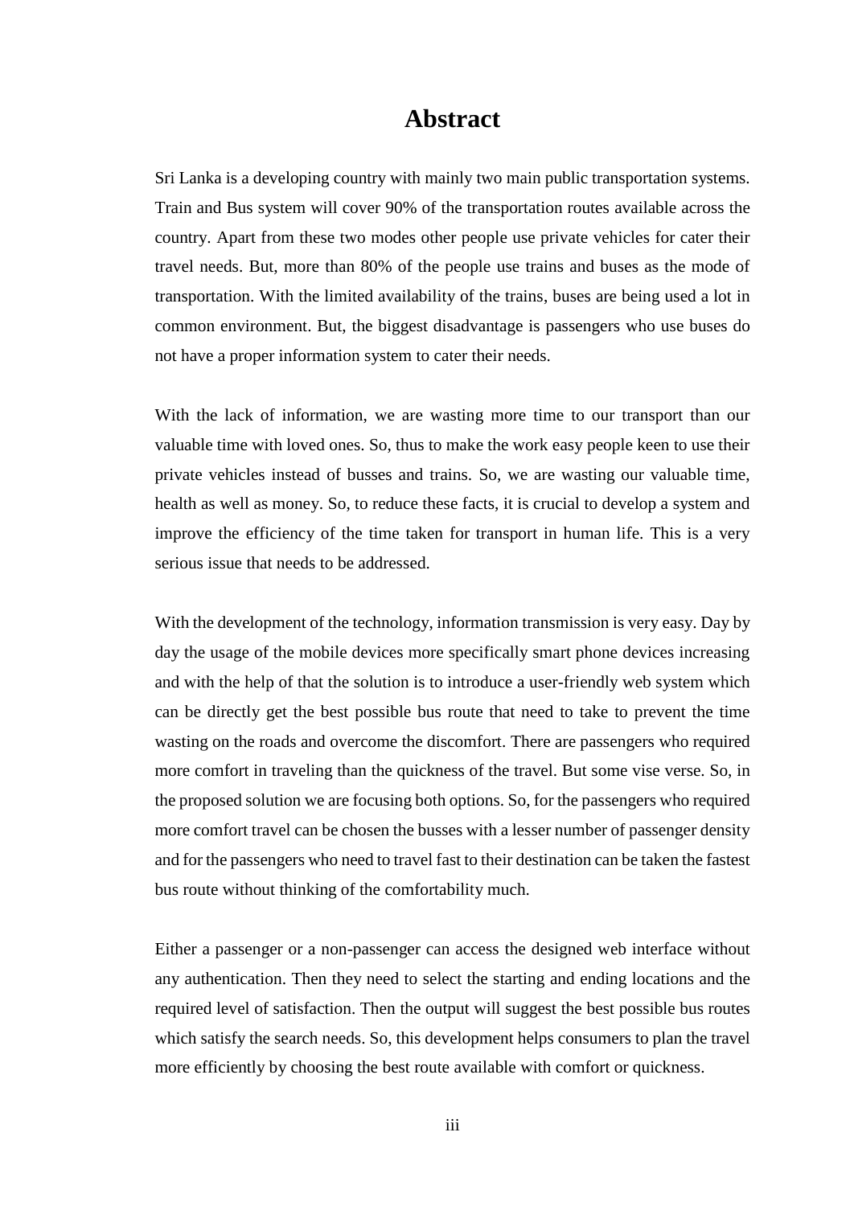# Abstract

Sri Lanka is a developing country with mainly two main public transportation systems. Train and Bus system will cover 90% of the transportation routes available across the country. Apart from these two modes other people use private vehicles for cater their travel needs. But, more than 80% of the people use trains and buses as the mode of transportation. With the limited availability of the trains, buses are being used a lot in common environment. But, the biggest disadvantage is passengers who use buses do not have a proper information system to cater their needs.

With the lack of information, we are wasting more time to our transport than our valuable time with loved ones. So, thus to make the work easy people keen to use their private vehicles instead of busses and trains. So, we are wasting our valuable time, health as well as money. So, to reduce these facts, it is crucial to develop a system and improve the efficiency of the time taken for transport in human life. This is a very serious issue that needs to be addressed.

With the development of the technology, information transmission is very easy. Day by day the usage of the mobile devices more specifically smart phone devices increasing and with the help of that the solution is to introduce a user-friendly web system which can be directly get the best possible bus route that need to take to prevent the time wasting on the roads and overcome the discomfort. There are passengers who required more comfort in traveling than the quickness of the travel. But some vise verse. So, in the proposed solution we are focusing both options. So, for the passengers who required more comfort travel can be chosen the busses with a lesser number of passenger density and for the passengers who need to travel fast to their destination can be taken the fastest bus route without thinking of the comfortability much.

Either a passenger or a non-passenger can access the designed web interface without any authentication. Then they need to select the starting and ending locations and the required level of satisfaction. Then the output will suggest the best possible bus routes which satisfy the search needs. So, this development helps consumers to plan the travel more efficiently by choosing the best route available with comfort or quickness.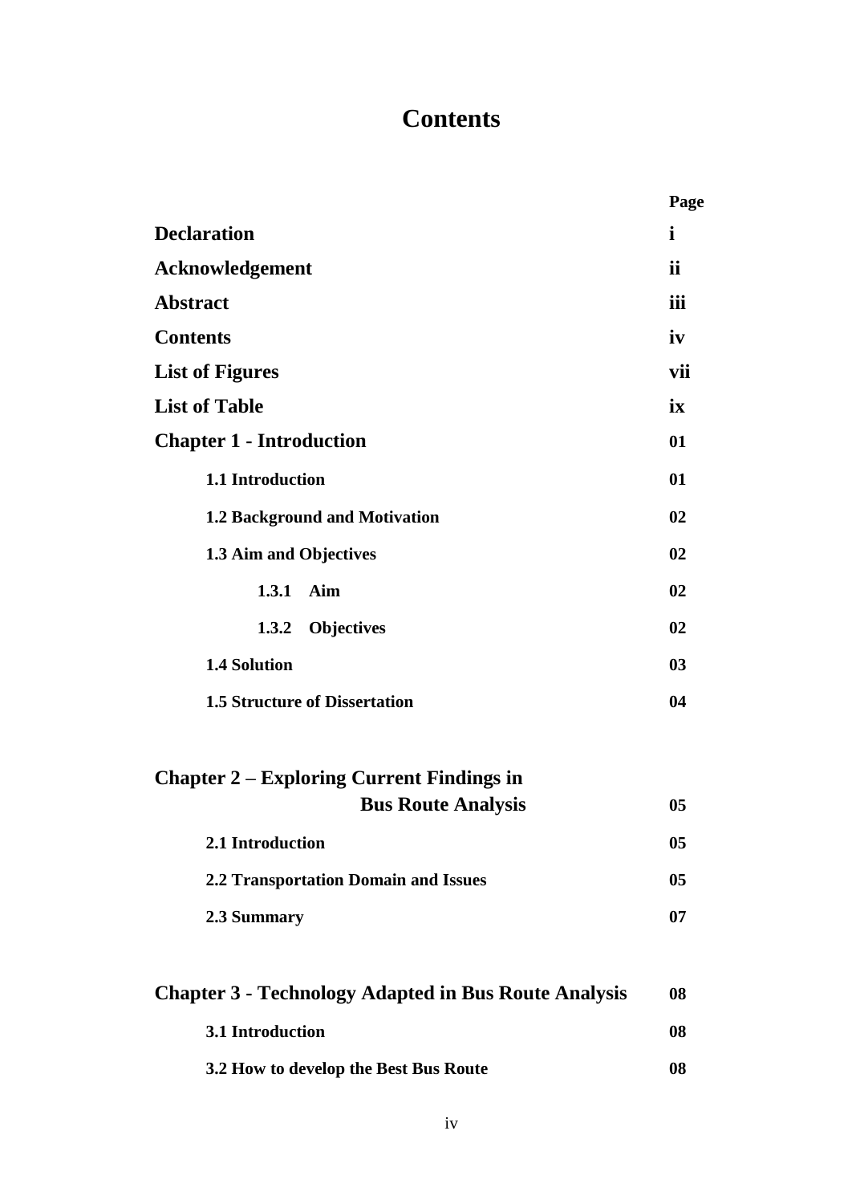# Contents

| | Page |
|---|---|
| **Declaration** | **i** |
| **Acknowledgement** | **ii** |
| **Abstract** | **iii** |
| **Contents** | **iv** |
| **List of Figures** | **vii** |
| **List of Table** | **ix** |
| **Chapter 1 - Introduction** | **01** |
| **1.1 Introduction** | **01** |
| **1.2 Background and Motivation** | **02** |
| **1.3 Aim and Objectives** | **02** |
| **1.3.1 Aim** | **02** |
| **1.3.2 Objectives** | **02** |
| **1.4 Solution** | **03** |
| **1.5 Structure of Dissertation** | **04** |
| **Chapter 2 – Exploring Current Findings in Bus Route Analysis** | **05** |
| **2.1 Introduction** | **05** |
| **2.2 Transportation Domain and Issues** | **05** |
| **2.3 Summary** | **07** |
| **Chapter 3 - Technology Adapted in Bus Route Analysis** | **08** |
| **3.1 Introduction** | **08** |
| **3.2 How to develop the Best Bus Route** | **08** |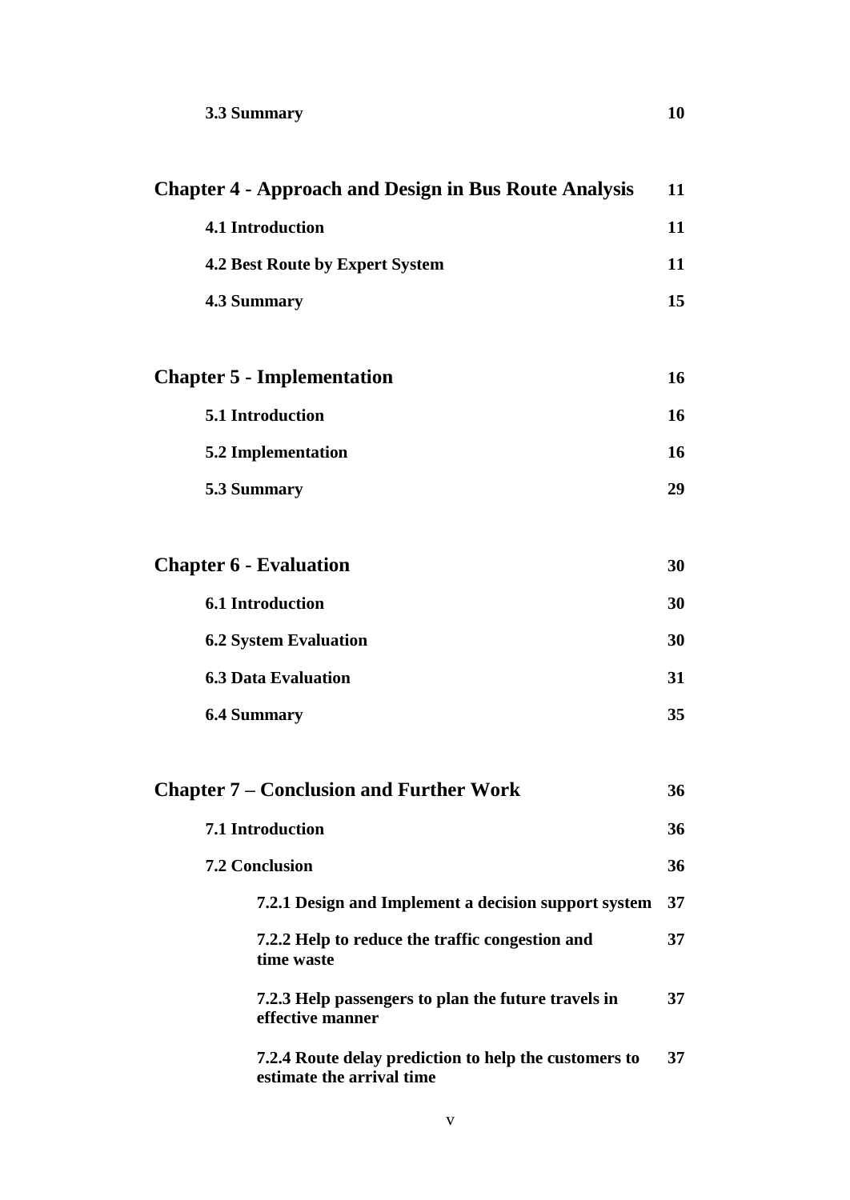**3.3 Summary** 10

**Chapter 4 - Approach and Design in Bus Route Analysis** 11

**4.1 Introduction** 11

**4.2 Best Route by Expert System** 11

**4.3 Summary** 15

**Chapter 5 - Implementation** 16

**5.1 Introduction** 16

**5.2 Implementation** 16

**5.3 Summary** 29

**Chapter 6 - Evaluation** 30

**6.1 Introduction** 30

**6.2 System Evaluation** 30

**6.3 Data Evaluation** 31

**6.4 Summary** 35

**Chapter 7 – Conclusion and Further Work** 36

**7.1 Introduction** 36

**7.2 Conclusion** 36

**7.2.1 Design and Implement a decision support system** 37

**7.2.2 Help to reduce the traffic congestion and time waste** 37

**7.2.3 Help passengers to plan the future travels in effective manner** 37

**7.2.4 Route delay prediction to help the customers to estimate the arrival time** 37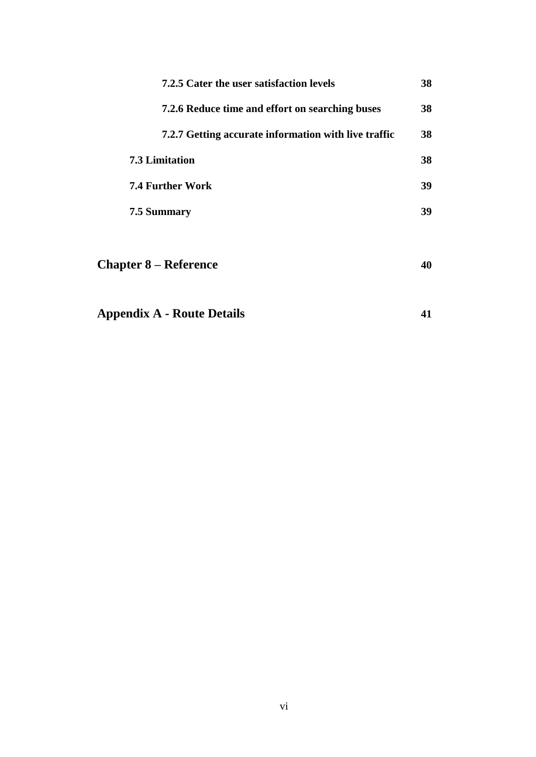**7.2.5 Cater the user satisfaction levels** **38**

**7.2.6 Reduce time and effort on searching buses** **38**

**7.2.7 Getting accurate information with live traffic** **38**

**7.3 Limitation** **38**

**7.4 Further Work** **39**

**7.5 Summary** **39**

**Chapter 8 – Reference** **40**

**Appendix A - Route Details** **41**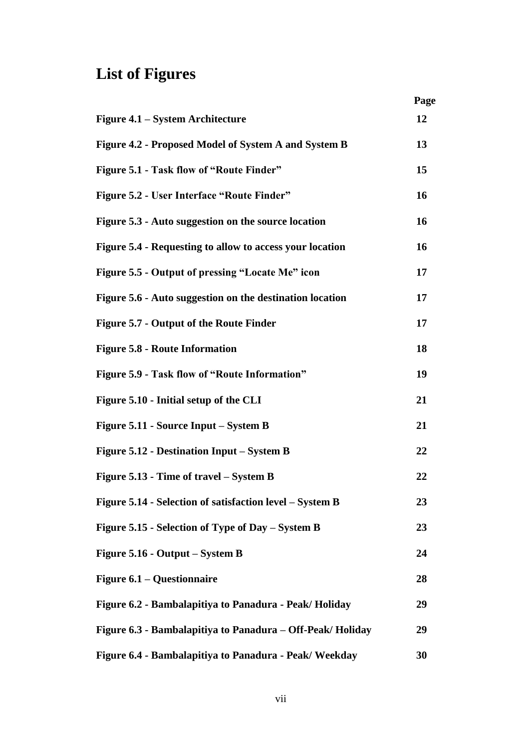# List of Figures

| | Page |
|---|---|
| **Figure 4.1 – System Architecture** | **12** |
| **Figure 4.2 - Proposed Model of System A and System B** | **13** |
| **Figure 5.1 - Task flow of "Route Finder"** | **15** |
| **Figure 5.2 - User Interface "Route Finder"** | **16** |
| **Figure 5.3 - Auto suggestion on the source location** | **16** |
| **Figure 5.4 - Requesting to allow to access your location** | **16** |
| **Figure 5.5 - Output of pressing "Locate Me" icon** | **17** |
| **Figure 5.6 - Auto suggestion on the destination location** | **17** |
| **Figure 5.7 - Output of the Route Finder** | **17** |
| **Figure 5.8 - Route Information** | **18** |
| **Figure 5.9 - Task flow of "Route Information"** | **19** |
| **Figure 5.10 - Initial setup of the CLI** | **21** |
| **Figure 5.11 - Source Input – System B** | **21** |
| **Figure 5.12 - Destination Input – System B** | **22** |
| **Figure 5.13 - Time of travel – System B** | **22** |
| **Figure 5.14 - Selection of satisfaction level – System B** | **23** |
| **Figure 5.15 - Selection of Type of Day – System B** | **23** |
| **Figure 5.16 - Output – System B** | **24** |
| **Figure 6.1 – Questionnaire** | **28** |
| **Figure 6.2 - Bambalapitiya to Panadura - Peak/ Holiday** | **29** |
| **Figure 6.3 - Bambalapitiya to Panadura – Off-Peak/ Holiday** | **29** |
| **Figure 6.4 - Bambalapitiya to Panadura - Peak/ Weekday** | **30** |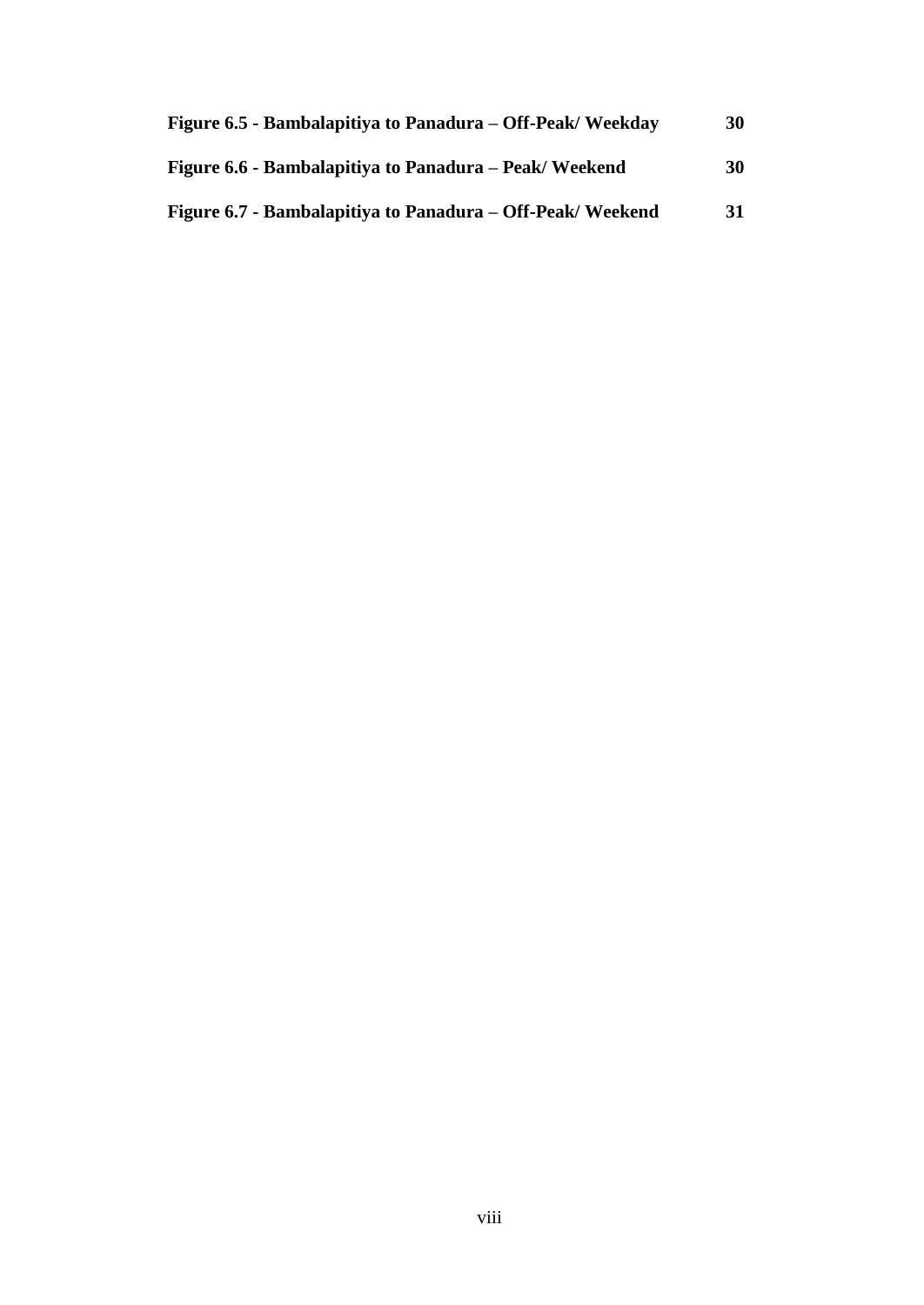**Figure 6.5 - Bambalapitiya to Panadura – Off-Peak/ Weekday** **30**

**Figure 6.6 - Bambalapitiya to Panadura – Peak/ Weekend** **30**

**Figure 6.7 - Bambalapitiya to Panadura – Off-Peak/ Weekend** **31**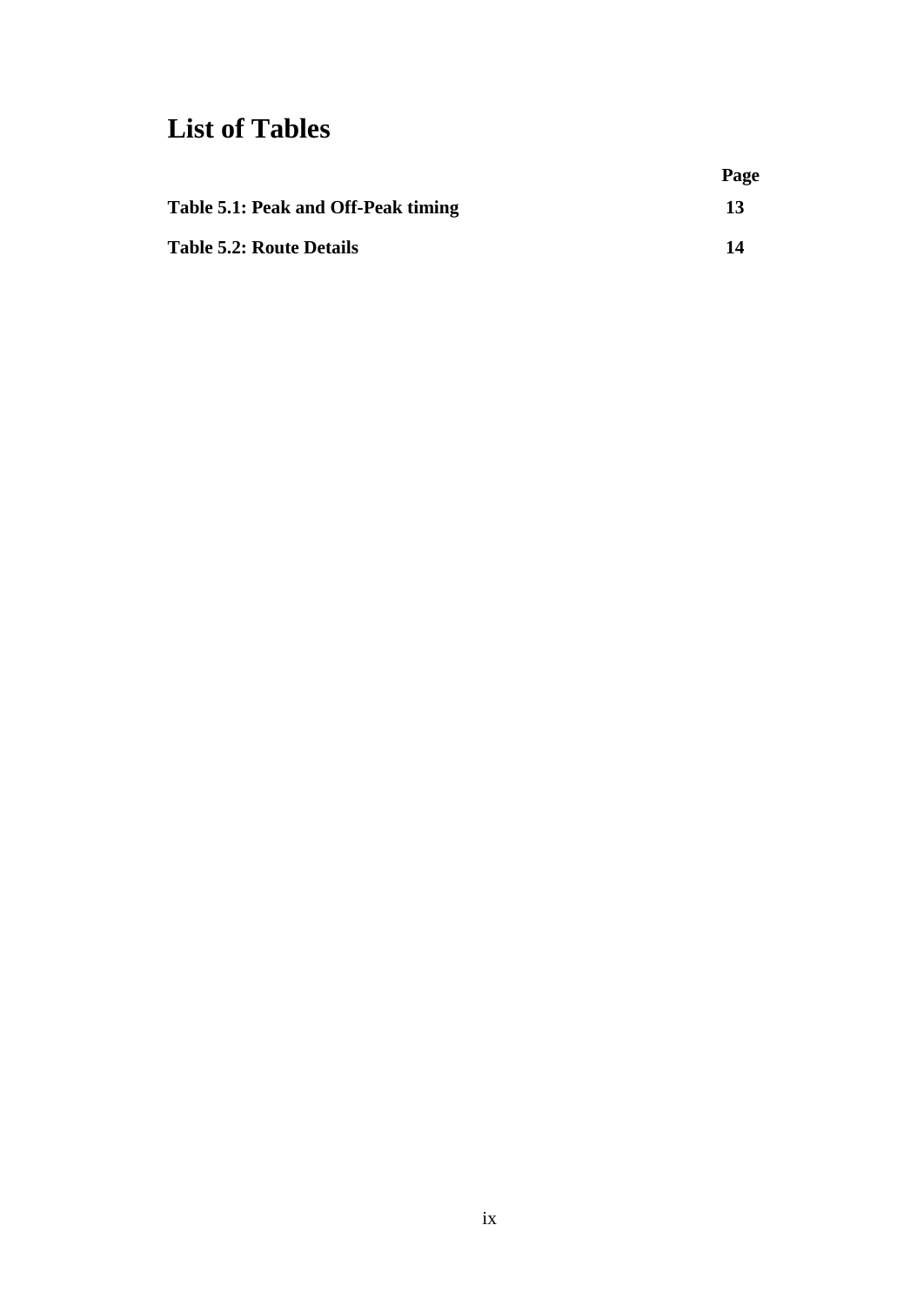# List of Tables

| | Page |
|---|---|
| **Table 5.1: Peak and Off-Peak timing** | **13** |
| **Table 5.2: Route Details** | **14** |